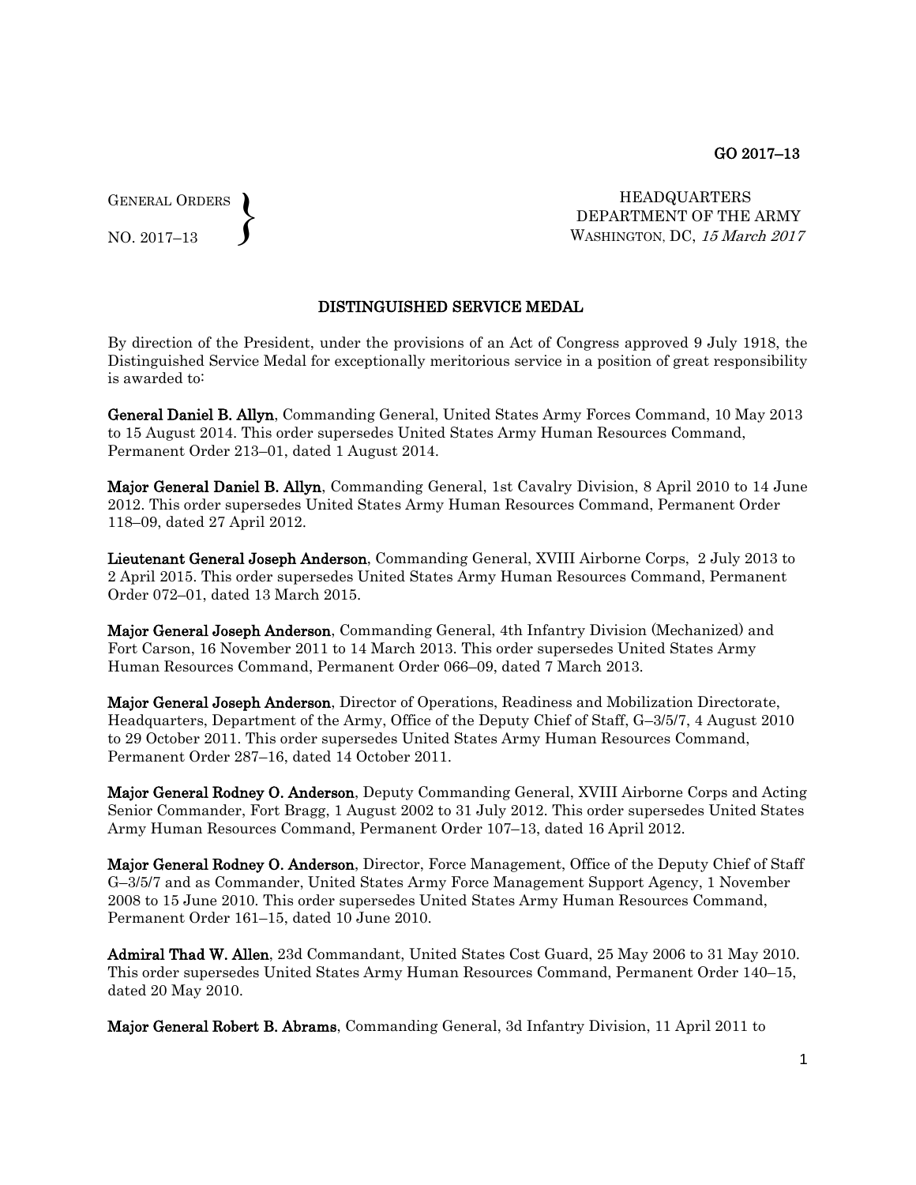GENERAL ORDERS
NO. 2017–13

HEADQUARTERS
DEPARTMENT OF THE ARMY
WASHINGTON, DC, *15 March 2017*

## DISTINGUISHED SERVICE MEDAL

By direction of the President, under the provisions of an Act of Congress approved 9 July 1918, the Distinguished Service Medal for exceptionally meritorious service in a position of great responsibility is awarded to:

**General Daniel B. Allyn**, Commanding General, United States Army Forces Command, 10 May 2013 to 15 August 2014. This order supersedes United States Army Human Resources Command, Permanent Order 213–01, dated 1 August 2014.

**Major General Daniel B. Allyn**, Commanding General, 1st Cavalry Division, 8 April 2010 to 14 June 2012. This order supersedes United States Army Human Resources Command, Permanent Order 118–09, dated 27 April 2012.

**Lieutenant General Joseph Anderson**, Commanding General, XVIII Airborne Corps, 2 July 2013 to 2 April 2015. This order supersedes United States Army Human Resources Command, Permanent Order 072–01, dated 13 March 2015.

**Major General Joseph Anderson**, Commanding General, 4th Infantry Division (Mechanized) and Fort Carson, 16 November 2011 to 14 March 2013. This order supersedes United States Army Human Resources Command, Permanent Order 066–09, dated 7 March 2013.

**Major General Joseph Anderson**, Director of Operations, Readiness and Mobilization Directorate, Headquarters, Department of the Army, Office of the Deputy Chief of Staff, G–3/5/7, 4 August 2010 to 29 October 2011. This order supersedes United States Army Human Resources Command, Permanent Order 287–16, dated 14 October 2011.

**Major General Rodney O. Anderson**, Deputy Commanding General, XVIII Airborne Corps and Acting Senior Commander, Fort Bragg, 1 August 2002 to 31 July 2012. This order supersedes United States Army Human Resources Command, Permanent Order 107–13, dated 16 April 2012.

**Major General Rodney O. Anderson**, Director, Force Management, Office of the Deputy Chief of Staff G–3/5/7 and as Commander, United States Army Force Management Support Agency, 1 November 2008 to 15 June 2010. This order supersedes United States Army Human Resources Command, Permanent Order 161–15, dated 10 June 2010.

**Admiral Thad W. Allen**, 23d Commandant, United States Cost Guard, 25 May 2006 to 31 May 2010. This order supersedes United States Army Human Resources Command, Permanent Order 140–15, dated 20 May 2010.

**Major General Robert B. Abrams**, Commanding General, 3d Infantry Division, 11 April 2011 to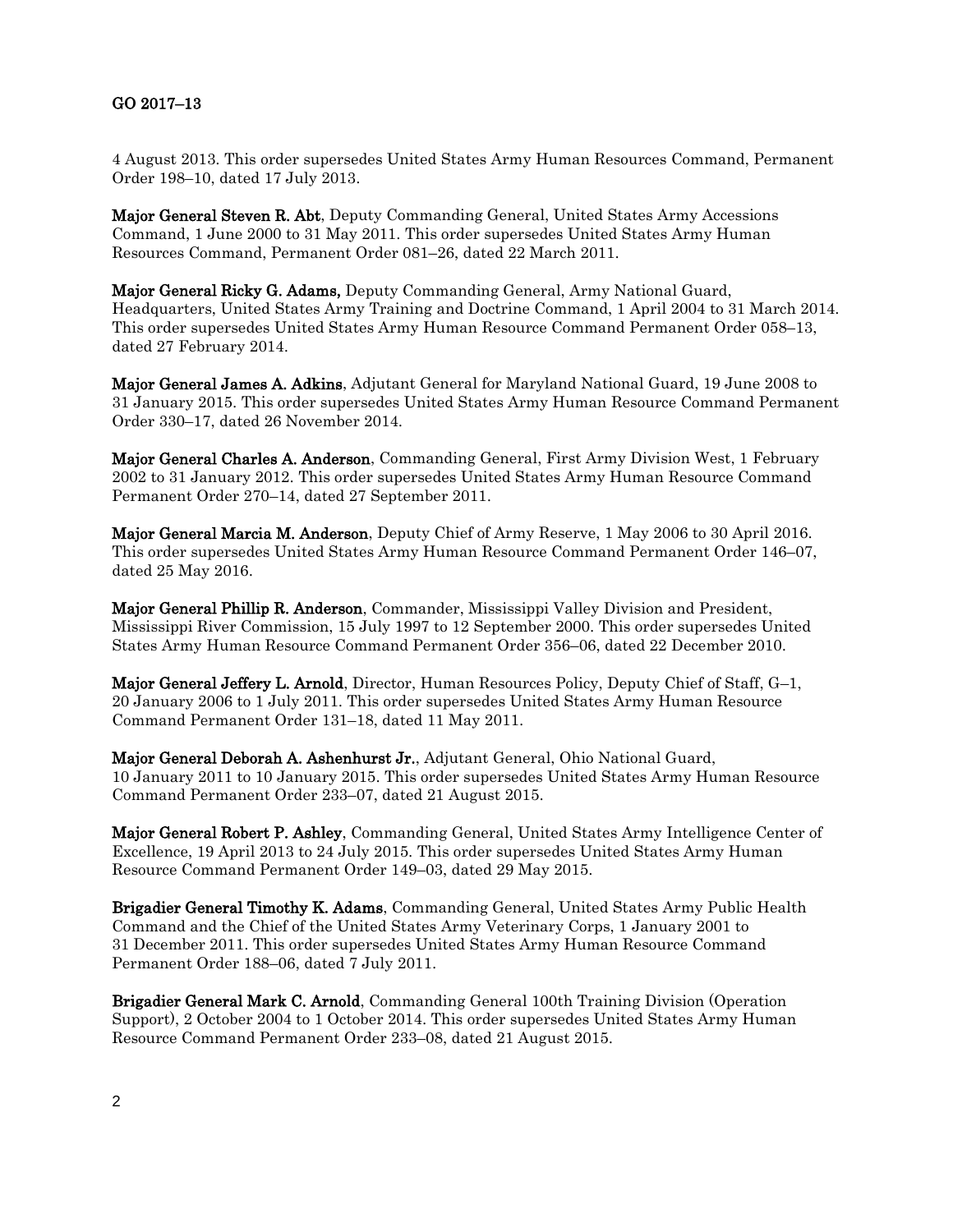4 August 2013. This order supersedes United States Army Human Resources Command, Permanent Order 198–10, dated 17 July 2013.

**Major General Steven R. Abt**, Deputy Commanding General, United States Army Accessions Command, 1 June 2000 to 31 May 2011. This order supersedes United States Army Human Resources Command, Permanent Order 081–26, dated 22 March 2011.

**Major General Ricky G. Adams,** Deputy Commanding General, Army National Guard, Headquarters, United States Army Training and Doctrine Command, 1 April 2004 to 31 March 2014. This order supersedes United States Army Human Resource Command Permanent Order 058–13, dated 27 February 2014.

**Major General James A. Adkins**, Adjutant General for Maryland National Guard, 19 June 2008 to 31 January 2015. This order supersedes United States Army Human Resource Command Permanent Order 330–17, dated 26 November 2014.

**Major General Charles A. Anderson**, Commanding General, First Army Division West, 1 February 2002 to 31 January 2012. This order supersedes United States Army Human Resource Command Permanent Order 270–14, dated 27 September 2011.

**Major General Marcia M. Anderson**, Deputy Chief of Army Reserve, 1 May 2006 to 30 April 2016. This order supersedes United States Army Human Resource Command Permanent Order 146–07, dated 25 May 2016.

**Major General Phillip R. Anderson**, Commander, Mississippi Valley Division and President, Mississippi River Commission, 15 July 1997 to 12 September 2000. This order supersedes United States Army Human Resource Command Permanent Order 356–06, dated 22 December 2010.

**Major General Jeffery L. Arnold**, Director, Human Resources Policy, Deputy Chief of Staff, G–1, 20 January 2006 to 1 July 2011. This order supersedes United States Army Human Resource Command Permanent Order 131–18, dated 11 May 2011.

**Major General Deborah A. Ashenhurst Jr.**, Adjutant General, Ohio National Guard, 10 January 2011 to 10 January 2015. This order supersedes United States Army Human Resource Command Permanent Order 233–07, dated 21 August 2015.

**Major General Robert P. Ashley**, Commanding General, United States Army Intelligence Center of Excellence, 19 April 2013 to 24 July 2015. This order supersedes United States Army Human Resource Command Permanent Order 149–03, dated 29 May 2015.

**Brigadier General Timothy K. Adams**, Commanding General, United States Army Public Health Command and the Chief of the United States Army Veterinary Corps, 1 January 2001 to 31 December 2011. This order supersedes United States Army Human Resource Command Permanent Order 188–06, dated 7 July 2011.

**Brigadier General Mark C. Arnold**, Commanding General 100th Training Division (Operation Support), 2 October 2004 to 1 October 2014. This order supersedes United States Army Human Resource Command Permanent Order 233–08, dated 21 August 2015.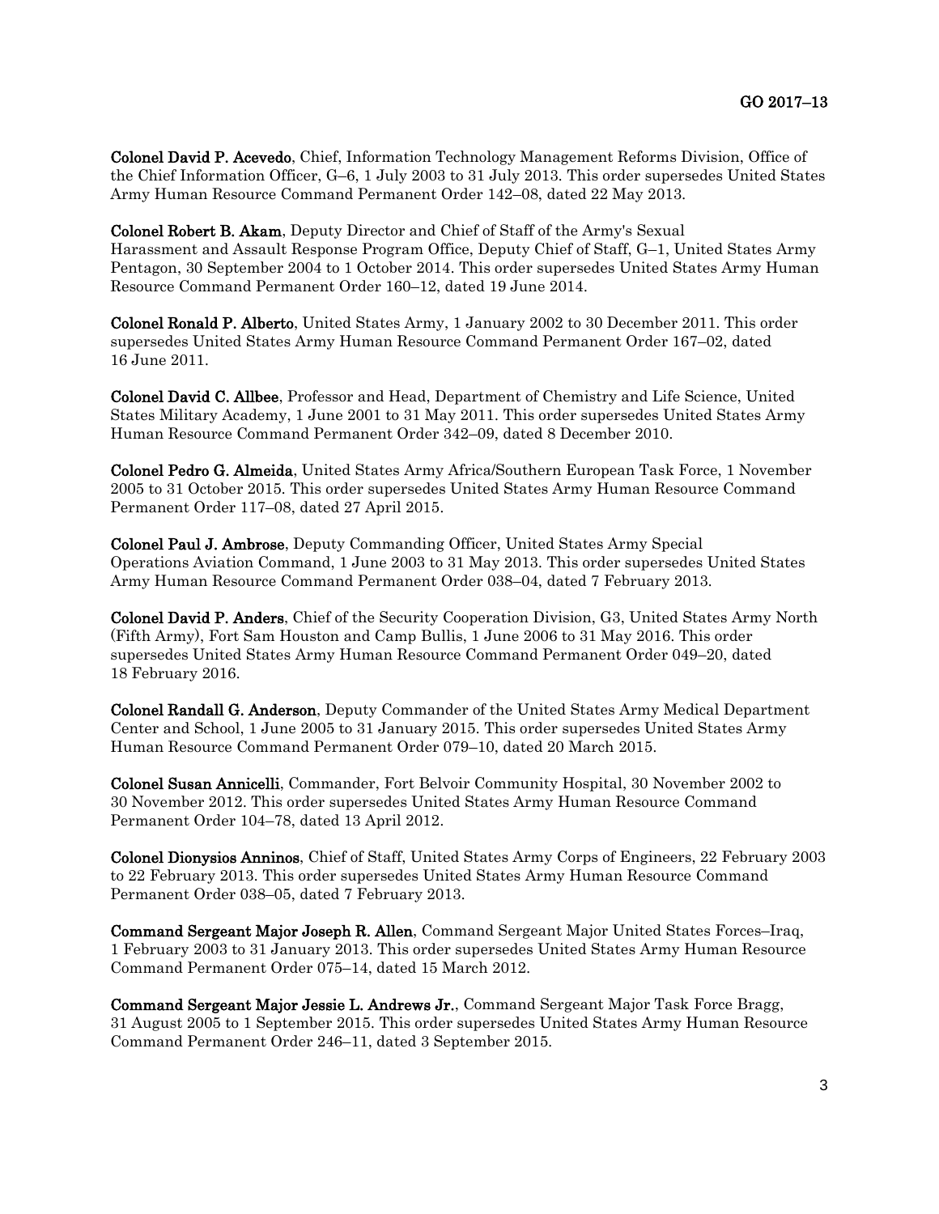**Colonel David P. Acevedo**, Chief, Information Technology Management Reforms Division, Office of the Chief Information Officer, G–6, 1 July 2003 to 31 July 2013. This order supersedes United States Army Human Resource Command Permanent Order 142–08, dated 22 May 2013.

**Colonel Robert B. Akam**, Deputy Director and Chief of Staff of the Army's Sexual Harassment and Assault Response Program Office, Deputy Chief of Staff, G–1, United States Army Pentagon, 30 September 2004 to 1 October 2014. This order supersedes United States Army Human Resource Command Permanent Order 160–12, dated 19 June 2014.

**Colonel Ronald P. Alberto**, United States Army, 1 January 2002 to 30 December 2011. This order supersedes United States Army Human Resource Command Permanent Order 167–02, dated 16 June 2011.

**Colonel David C. Allbee**, Professor and Head, Department of Chemistry and Life Science, United States Military Academy, 1 June 2001 to 31 May 2011. This order supersedes United States Army Human Resource Command Permanent Order 342–09, dated 8 December 2010.

**Colonel Pedro G. Almeida**, United States Army Africa/Southern European Task Force, 1 November 2005 to 31 October 2015. This order supersedes United States Army Human Resource Command Permanent Order 117–08, dated 27 April 2015.

**Colonel Paul J. Ambrose**, Deputy Commanding Officer, United States Army Special Operations Aviation Command, 1 June 2003 to 31 May 2013. This order supersedes United States Army Human Resource Command Permanent Order 038–04, dated 7 February 2013.

**Colonel David P. Anders**, Chief of the Security Cooperation Division, G3, United States Army North (Fifth Army), Fort Sam Houston and Camp Bullis, 1 June 2006 to 31 May 2016. This order supersedes United States Army Human Resource Command Permanent Order 049–20, dated 18 February 2016.

**Colonel Randall G. Anderson**, Deputy Commander of the United States Army Medical Department Center and School, 1 June 2005 to 31 January 2015. This order supersedes United States Army Human Resource Command Permanent Order 079–10, dated 20 March 2015.

**Colonel Susan Annicelli**, Commander, Fort Belvoir Community Hospital, 30 November 2002 to 30 November 2012. This order supersedes United States Army Human Resource Command Permanent Order 104–78, dated 13 April 2012.

**Colonel Dionysios Anninos**, Chief of Staff, United States Army Corps of Engineers, 22 February 2003 to 22 February 2013. This order supersedes United States Army Human Resource Command Permanent Order 038–05, dated 7 February 2013.

**Command Sergeant Major Joseph R. Allen**, Command Sergeant Major United States Forces–Iraq, 1 February 2003 to 31 January 2013. This order supersedes United States Army Human Resource Command Permanent Order 075–14, dated 15 March 2012.

**Command Sergeant Major Jessie L. Andrews Jr.**, Command Sergeant Major Task Force Bragg, 31 August 2005 to 1 September 2015. This order supersedes United States Army Human Resource Command Permanent Order 246–11, dated 3 September 2015.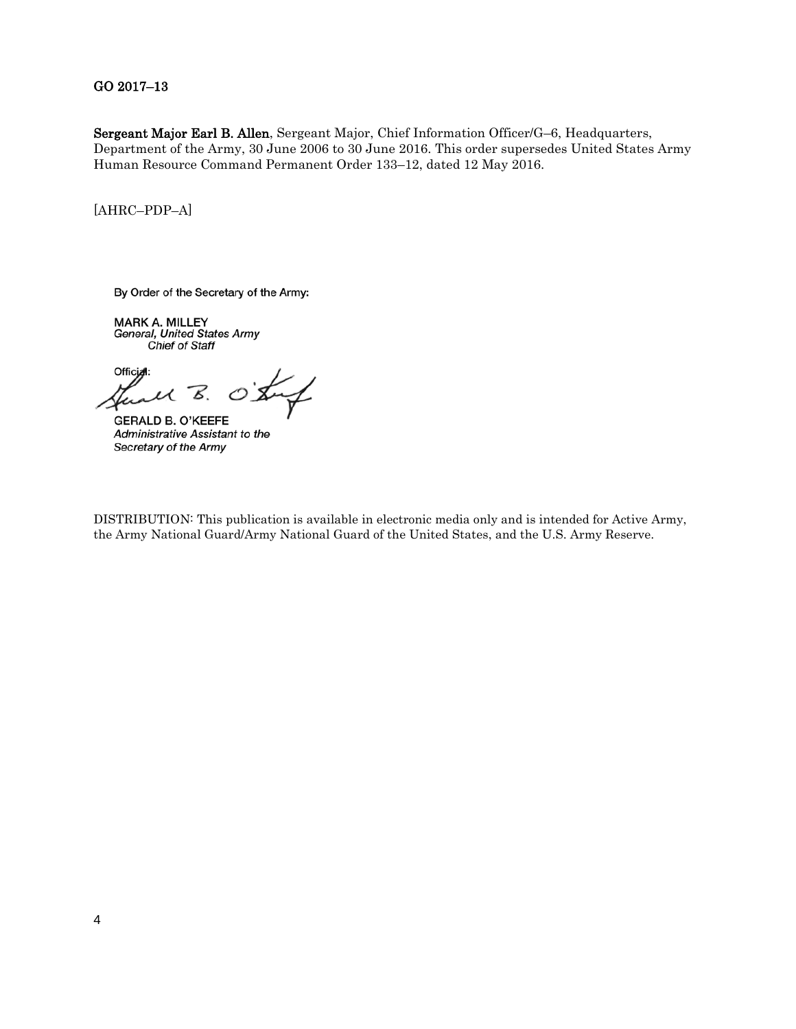**GO 2017–13**

**Sergeant Major Earl B. Allen**, Sergeant Major, Chief Information Officer/G–6, Headquarters, Department of the Army, 30 June 2006 to 30 June 2016. This order supersedes United States Army Human Resource Command Permanent Order 133–12, dated 12 May 2016.

[AHRC–PDP–A]

By Order of the Secretary of the Army:

MARK A. MILLEY
*General, United States Army*
*Chief of Staff*

Official:

GERALD B. O'KEEFE
*Administrative Assistant to the*
*Secretary of the Army*

DISTRIBUTION: This publication is available in electronic media only and is intended for Active Army, the Army National Guard/Army National Guard of the United States, and the U.S. Army Reserve.